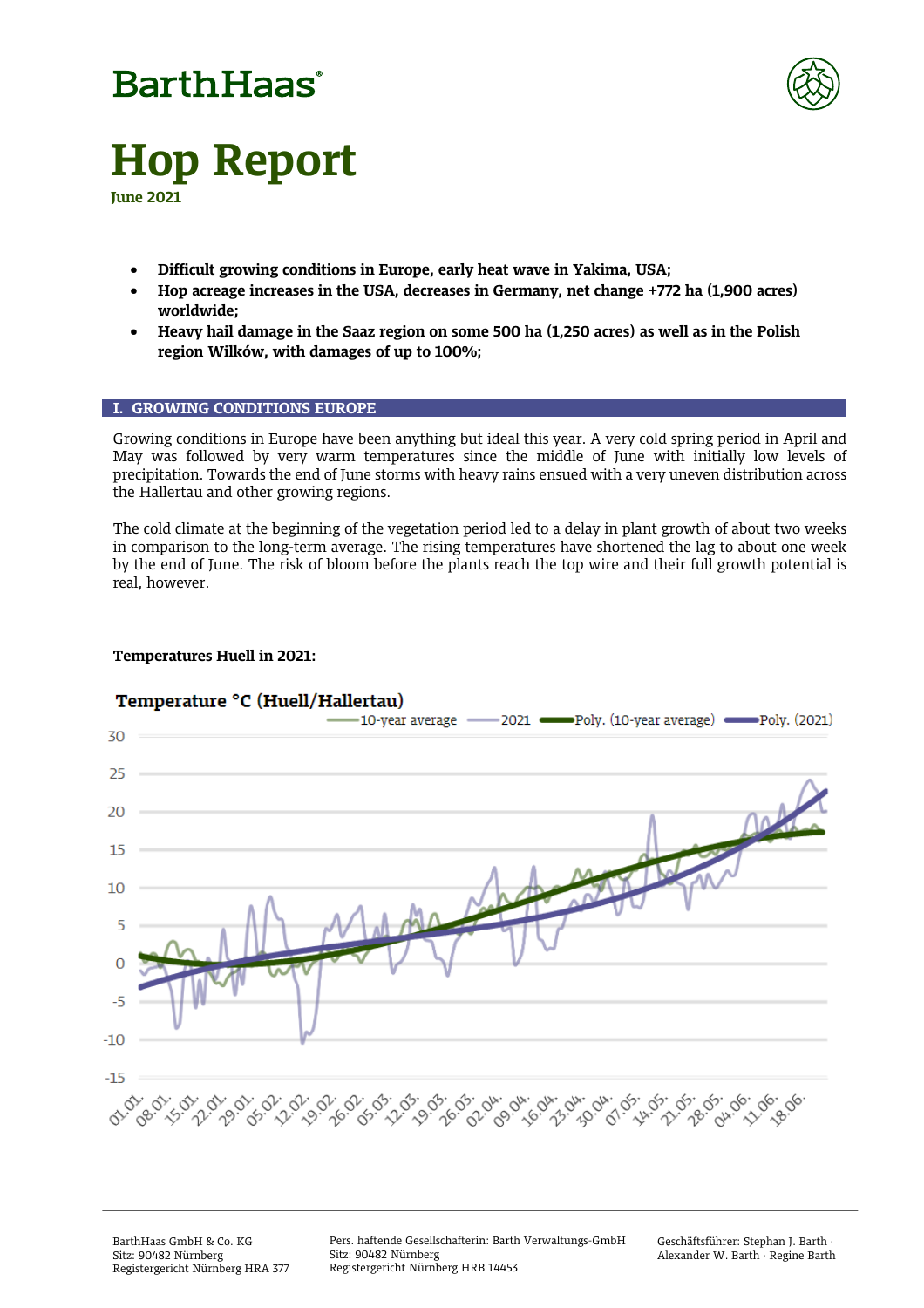# BarthHaas

# Hop Report

**June 2021**

- **Difficult growing conditions in Europe, early heat wave in Yakima, USA;**
- **Hop acreage increases in the USA, decreases in Germany, net change +772 ha (1,900 acres) worldwide;**
- **Heavy hail damage in the Saaz region on some 500 ha (1,250 acres) as well as in the Polish region Wilków, with damages of up to 100%;**

## I. GROWING CONDITIONS EUROPE

Growing conditions in Europe have been anything but ideal this year. A very cold spring period in April and May was followed by very warm temperatures since the middle of June with initially low levels of precipitation. Towards the end of June storms with heavy rains ensued with a very uneven distribution across the Hallertau and other growing regions.

The cold climate at the beginning of the vegetation period led to a delay in plant growth of about two weeks in comparison to the long-term average. The rising temperatures have shortened the lag to about one week by the end of June. The risk of bloom before the plants reach the top wire and their full growth potential is real, however.

**Temperatures Huell in 2021:**

**Temperature °C (Huell/Hallertau)**

Legend: 10-year average, 2021, Poly. (10-year average), Poly. (2021)

Y-axis: 30, 25, 20, 15, 10, 5, 0, -5, -10, -15

X-axis: 01.01., 08.01., 15.01., 22.01., 29.01., 05.02., 12.02., 19.02., 26.02., 05.03., 12.03., 19.03., 26.03., 02.04., 09.04., 16.04., 23.04., 30.04., 07.05., 14.05., 21.05., 28.05., 04.06., 11.06., 18.06.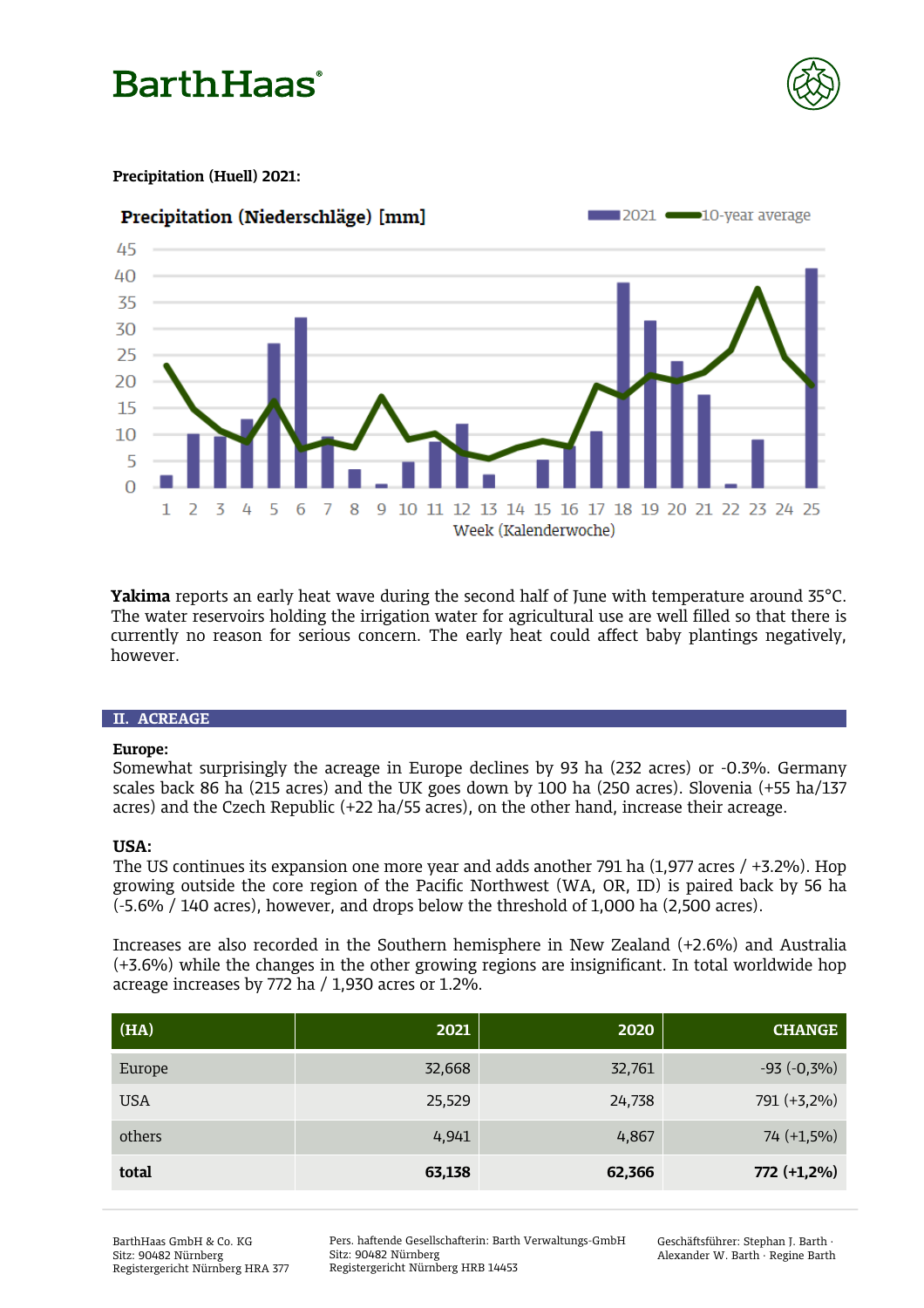**Precipitation (Huell) 2021:**

Precipitation (Niederschläge) [mm]

Yakima reports an early heat wave during the second half of June with temperature around 35°C. The water reservoirs holding the irrigation water for agricultural use are well filled so that there is currently no reason for serious concern. The early heat could affect baby plantings negatively, however.

**Yakima** reports an early heat wave during the second half of June with temperature around 35°C. The water reservoirs holding the irrigation water for agricultural use are well filled so that there is currently no reason for serious concern. The early heat could affect baby plantings negatively, however.

## II. ACREAGE

**Europe:**

Somewhat surprisingly the acreage in Europe declines by 93 ha (232 acres) or -0.3%. Germany scales back 86 ha (215 acres) and the UK goes down by 100 ha (250 acres). Slovenia (+55 ha/137 acres) and the Czech Republic (+22 ha/55 acres), on the other hand, increase their acreage.

**USA:**

The US continues its expansion one more year and adds another 791 ha (1,977 acres / +3.2%). Hop growing outside the core region of the Pacific Northwest (WA, OR, ID) is paired back by 56 ha (-5.6% / 140 acres), however, and drops below the threshold of 1,000 ha (2,500 acres).

Increases are also recorded in the Southern hemisphere in New Zealand (+2.6%) and Australia (+3.6%) while the changes in the other growing regions are insignificant. In total worldwide hop acreage increases by 772 ha / 1,930 acres or 1.2%.

| (HA) | 2021 | 2020 | CHANGE |
|---|---|---|---|
| Europe | 32,668 | 32,761 | -93 (-0,3%) |
| USA | 25,529 | 24,738 | 791 (+3,2%) |
| others | 4,941 | 4,867 | 74 (+1,5%) |
| **total** | **63,138** | **62,366** | **772 (+1,2%)** |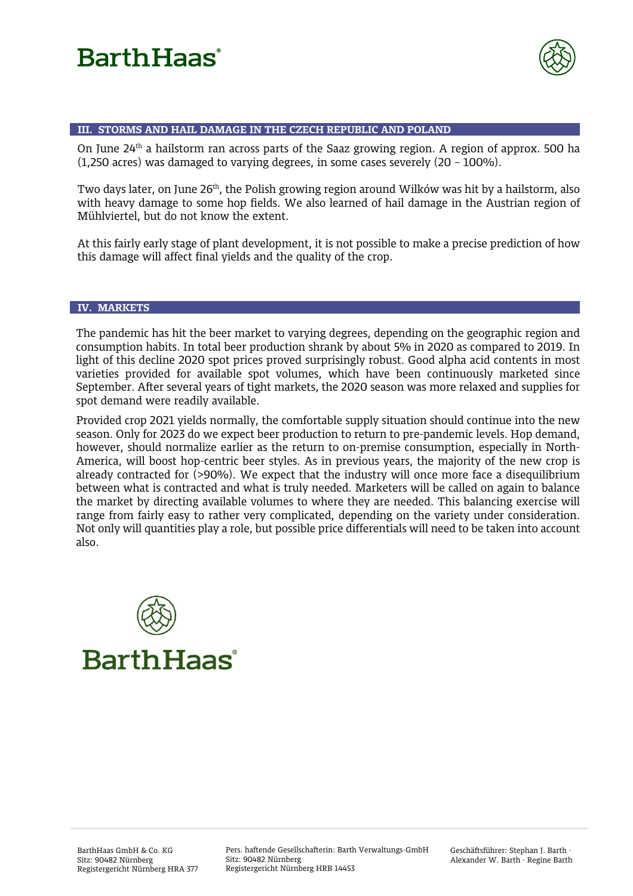## III. STORMS AND HAIL DAMAGE IN THE CZECH REPUBLIC AND POLAND

On June 24th a hailstorm ran across parts of the Saaz growing region. A region of approx. 500 ha (1,250 acres) was damaged to varying degrees, in some cases severely (20 – 100%).

Two days later, on June 26th, the Polish growing region around Wilków was hit by a hailstorm, also with heavy damage to some hop fields. We also learned of hail damage in the Austrian region of Mühlviertel, but do not know the extent.

At this fairly early stage of plant development, it is not possible to make a precise prediction of how this damage will affect final yields and the quality of the crop.

## IV. MARKETS

The pandemic has hit the beer market to varying degrees, depending on the geographic region and consumption habits. In total beer production shrank by about 5% in 2020 as compared to 2019. In light of this decline 2020 spot prices proved surprisingly robust. Good alpha acid contents in most varieties provided for available spot volumes, which have been continuously marketed since September. After several years of tight markets, the 2020 season was more relaxed and supplies for spot demand were readily available.

Provided crop 2021 yields normally, the comfortable supply situation should continue into the new season. Only for 2023 do we expect beer production to return to pre-pandemic levels. Hop demand, however, should normalize earlier as the return to on-premise consumption, especially in North-America, will boost hop-centric beer styles. As in previous years, the majority of the new crop is already contracted for (>90%). We expect that the industry will once more face a disequilibrium between what is contracted and what is truly needed. Marketers will be called on again to balance the market by directing available volumes to where they are needed. This balancing exercise will range from fairly easy to rather very complicated, depending on the variety under consideration. Not only will quantities play a role, but possible price differentials will need to be taken into account also.

BarthHaas®